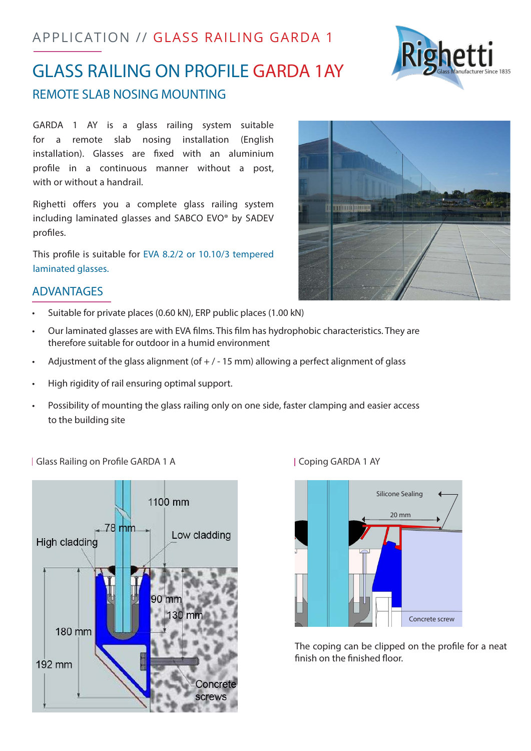APPLICATION // GLASS RAILING GARDA 1

# GLASS RAILING ON PROFILE GARDA 1AY

## REMOTE SLAB NOSING MOUNTING

GARDA 1 AY is a glass railing system suitable for a remote slab nosing installation (English installation). Glasses are fixed with an aluminium profile in a continuous manner without a post, with or without a handrail.

Righetti offers you a complete glass railing system including laminated glasses and SABCO EVO® by SADEV profiles.

This profile is suitable for EVA 8.2/2 or 10.10/3 tempered laminated glasses.

## ADVANTAGES

- Suitable for private places (0.60 kN), ERP public places (1.00 kN)
- Our laminated glasses are with EVA films. This film has hydrophobic characteristics. They are therefore suitable for outdoor in a humid environment
- Adjustment of the glass alignment (of + / - 15 mm) allowing a perfect alignment of glass
- High rigidity of rail ensuring optimal support.
- Possibility of mounting the glass railing only on one side, faster clamping and easier access to the building site

| Glass Railing on Profile GARDA 1 A

| Coping GARDA 1 AY

The coping can be clipped on the profile for a neat finish on the finished floor.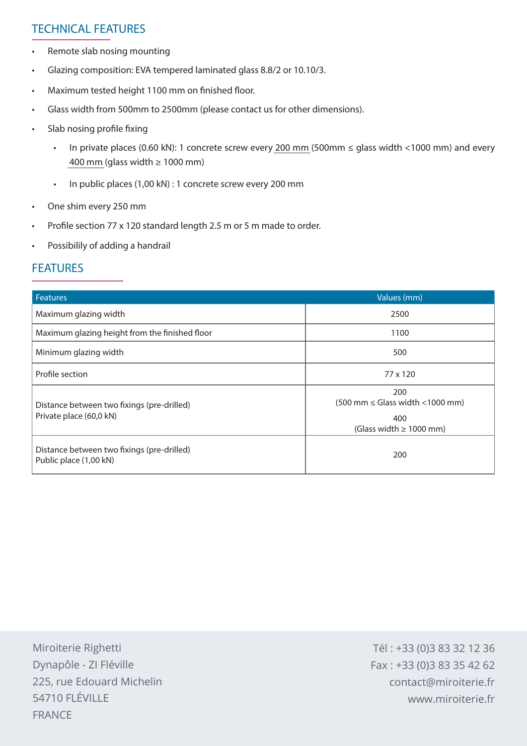## TECHNICAL FEATURES

- Remote slab nosing mounting
- Glazing composition: EVA tempered laminated glass 8.8/2 or 10.10/3.
- Maximum tested height 1100 mm on finished floor.
- Glass width from 500mm to 2500mm (please contact us for other dimensions).
- Slab nosing profile fixing
  - In private places (0.60 kN): 1 concrete screw every 200 mm (500mm ≤ glass width <1000 mm) and every 400 mm (glass width ≥ 1000 mm)
  - In public places (1,00 kN) : 1 concrete screw every 200 mm
- One shim every 250 mm
- Profile section 77 x 120 standard length 2.5 m or 5 m made to order.
- Possibilily of adding a handrail

## FEATURES

| Features | Values (mm) |
|---|---|
| Maximum glazing width | 2500 |
| Maximum glazing height from the finished floor | 1100 |
| Minimum glazing width | 500 |
| Profile section | 77 x 120 |
| Distance between two fixings (pre-drilled)<br>Private place (60,0 kN) | 200<br>(500 mm ≤ Glass width <1000 mm)<br>400<br>(Glass width ≥ 1000 mm) |
| Distance between two fixings (pre-drilled)<br>Public place (1,00 kN) | 200 |

Miroiterie Righetti
Dynapôle - ZI Fléville
225, rue Edouard Michelin
54710 FLÉVILLE
FRANCE

Tél : +33 (0)3 83 32 12 36
Fax : +33 (0)3 83 35 42 62
contact@miroiterie.fr
www.miroiterie.fr